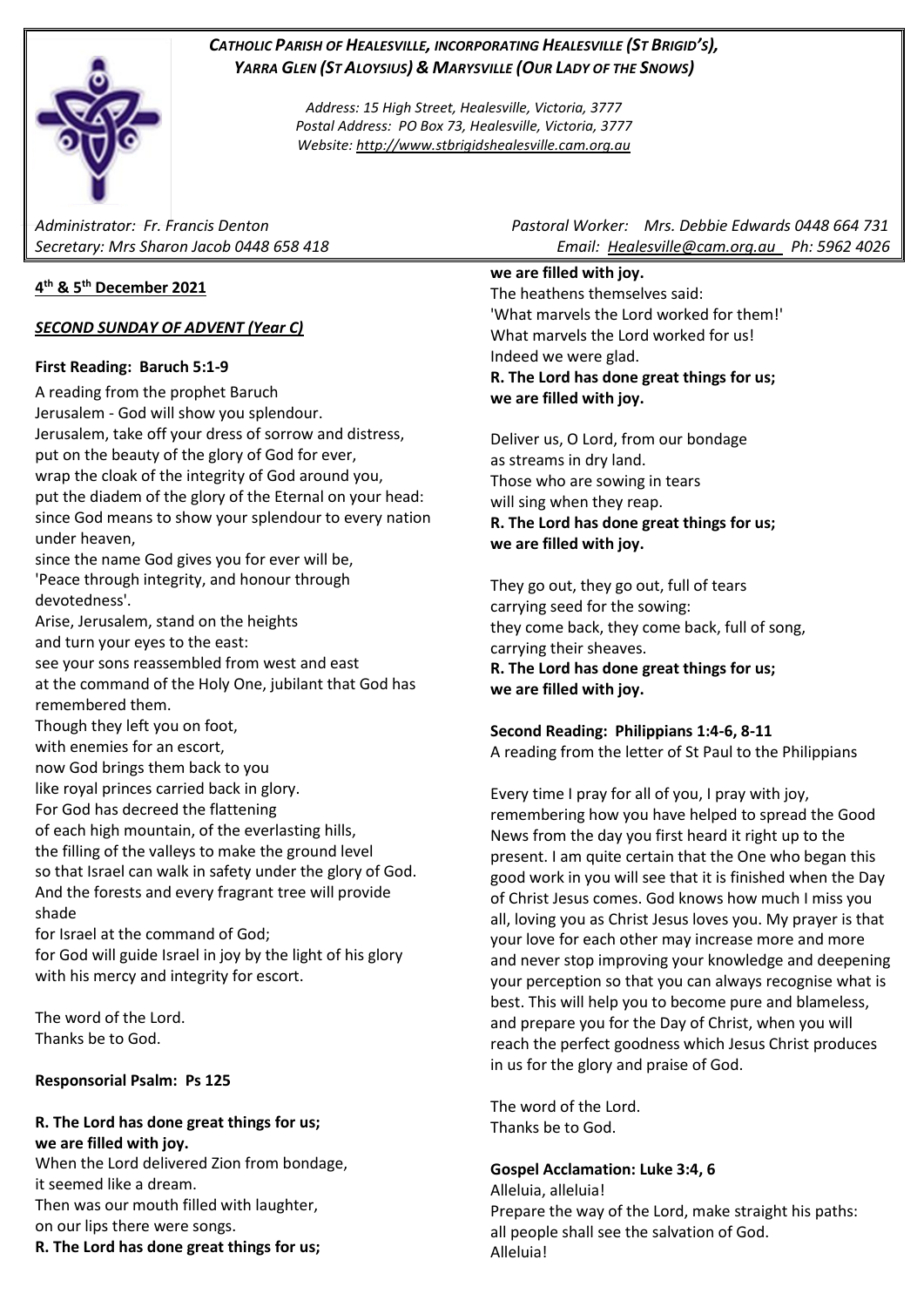***CATHOLIC PARISH OF HEALESVILLE, INCORPORATING HEALESVILLE (ST BRIGID'S), YARRA GLEN (ST ALOYSIUS) & MARYSVILLE (OUR LADY OF THE SNOWS)***

*Address: 15 High Street, Healesville, Victoria, 3777*
*Postal Address: PO Box 73, Healesville, Victoria, 3777*
*Website: http://www.stbrigidshealesville.cam.org.au*

*Administrator: Fr. Francis Denton* | *Pastoral Worker: Mrs. Debbie Edwards 0448 664 731*
*Secretary: Mrs Sharon Jacob 0448 658 418* | *Email: Healesville@cam.org.au Ph: 5962 4026*

**4th & 5th December 2021**

***SECOND SUNDAY OF ADVENT (Year C)***

**First Reading: Baruch 5:1-9**

A reading from the prophet Baruch
Jerusalem - God will show you splendour.
Jerusalem, take off your dress of sorrow and distress,
put on the beauty of the glory of God for ever,
wrap the cloak of the integrity of God around you,
put the diadem of the glory of the Eternal on your head:
since God means to show your splendour to every nation under heaven,
since the name God gives you for ever will be,
'Peace through integrity, and honour through devotedness'.
Arise, Jerusalem, stand on the heights
and turn your eyes to the east:
see your sons reassembled from west and east
at the command of the Holy One, jubilant that God has remembered them.
Though they left you on foot,
with enemies for an escort,
now God brings them back to you
like royal princes carried back in glory.
For God has decreed the flattening
of each high mountain, of the everlasting hills,
the filling of the valleys to make the ground level
so that Israel can walk in safety under the glory of God.
And the forests and every fragrant tree will provide shade
for Israel at the command of God;
for God will guide Israel in joy by the light of his glory
with his mercy and integrity for escort.

The word of the Lord.
Thanks be to God.

**Responsorial Psalm: Ps 125**

**R. The Lord has done great things for us;**
**we are filled with joy.**
When the Lord delivered Zion from bondage,
it seemed like a dream.
Then was our mouth filled with laughter,
on our lips there were songs.
**R. The Lord has done great things for us;**
**we are filled with joy.**

The heathens themselves said:
'What marvels the Lord worked for them!'
What marvels the Lord worked for us!
Indeed we were glad.
**R. The Lord has done great things for us;**
**we are filled with joy.**

Deliver us, O Lord, from our bondage
as streams in dry land.
Those who are sowing in tears
will sing when they reap.
**R. The Lord has done great things for us;**
**we are filled with joy.**

They go out, they go out, full of tears
carrying seed for the sowing:
they come back, they come back, full of song,
carrying their sheaves.
**R. The Lord has done great things for us;**
**we are filled with joy.**

**Second Reading: Philippians 1:4-6, 8-11**
A reading from the letter of St Paul to the Philippians

Every time I pray for all of you, I pray with joy, remembering how you have helped to spread the Good News from the day you first heard it right up to the present. I am quite certain that the One who began this good work in you will see that it is finished when the Day of Christ Jesus comes. God knows how much I miss you all, loving you as Christ Jesus loves you. My prayer is that your love for each other may increase more and more and never stop improving your knowledge and deepening your perception so that you can always recognise what is best. This will help you to become pure and blameless, and prepare you for the Day of Christ, when you will reach the perfect goodness which Jesus Christ produces in us for the glory and praise of God.

The word of the Lord.
Thanks be to God.

**Gospel Acclamation: Luke 3:4, 6**
Alleluia, alleluia!
Prepare the way of the Lord, make straight his paths:
all people shall see the salvation of God.
Alleluia!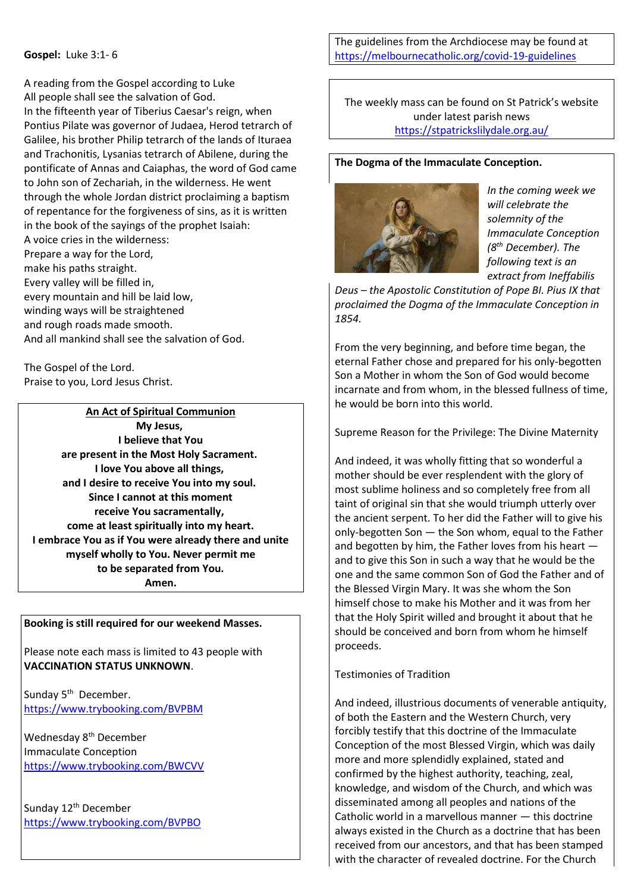**Gospel:** Luke 3:1- 6

A reading from the Gospel according to Luke
All people shall see the salvation of God.
In the fifteenth year of Tiberius Caesar's reign, when Pontius Pilate was governor of Judaea, Herod tetrarch of Galilee, his brother Philip tetrarch of the lands of Ituraea and Trachonitis, Lysanias tetrarch of Abilene, during the pontificate of Annas and Caiaphas, the word of God came to John son of Zechariah, in the wilderness. He went through the whole Jordan district proclaiming a baptism of repentance for the forgiveness of sins, as it is written in the book of the sayings of the prophet Isaiah:
A voice cries in the wilderness:
Prepare a way for the Lord,
make his paths straight.
Every valley will be filled in,
every mountain and hill be laid low,
winding ways will be straightened
and rough roads made smooth.
And all mankind shall see the salvation of God.

The Gospel of the Lord.
Praise to you, Lord Jesus Christ.

**An Act of Spiritual Communion**

**My Jesus,**
**I believe that You**
**are present in the Most Holy Sacrament.**
**I love You above all things,**
**and I desire to receive You into my soul.**
**Since I cannot at this moment**
**receive You sacramentally,**
**come at least spiritually into my heart.**
**I embrace You as if You were already there and unite myself wholly to You. Never permit me**
**to be separated from You.**
**Amen.**

**Booking is still required for our weekend Masses.**

Please note each mass is limited to 43 people with **VACCINATION STATUS UNKNOWN**.

Sunday 5th December.
https://www.trybooking.com/BVPBM

Wednesday 8th December
Immaculate Conception
https://www.trybooking.com/BWCVV

Sunday 12th December
https://www.trybooking.com/BVPBO

The guidelines from the Archdiocese may be found at https://melbournecatholic.org/covid-19-guidelines

The weekly mass can be found on St Patrick's website under latest parish news
https://stpatrickslilydale.org.au/

**The Dogma of the Immaculate Conception.**

*In the coming week we will celebrate the solemnity of the Immaculate Conception (8th December). The following text is an extract from Ineffabilis Deus – the Apostolic Constitution of Pope Bl. Pius IX that proclaimed the Dogma of the Immaculate Conception in 1854.*

From the very beginning, and before time began, the eternal Father chose and prepared for his only-begotten Son a Mother in whom the Son of God would become incarnate and from whom, in the blessed fullness of time, he would be born into this world.

Supreme Reason for the Privilege: The Divine Maternity

And indeed, it was wholly fitting that so wonderful a mother should be ever resplendent with the glory of most sublime holiness and so completely free from all taint of original sin that she would triumph utterly over the ancient serpent. To her did the Father will to give his only-begotten Son — the Son whom, equal to the Father and begotten by him, the Father loves from his heart — and to give this Son in such a way that he would be the one and the same common Son of God the Father and of the Blessed Virgin Mary. It was she whom the Son himself chose to make his Mother and it was from her that the Holy Spirit willed and brought it about that he should be conceived and born from whom he himself proceeds.

Testimonies of Tradition

And indeed, illustrious documents of venerable antiquity, of both the Eastern and the Western Church, very forcibly testify that this doctrine of the Immaculate Conception of the most Blessed Virgin, which was daily more and more splendidly explained, stated and confirmed by the highest authority, teaching, zeal, knowledge, and wisdom of the Church, and which was disseminated among all peoples and nations of the Catholic world in a marvellous manner — this doctrine always existed in the Church as a doctrine that has been received from our ancestors, and that has been stamped with the character of revealed doctrine. For the Church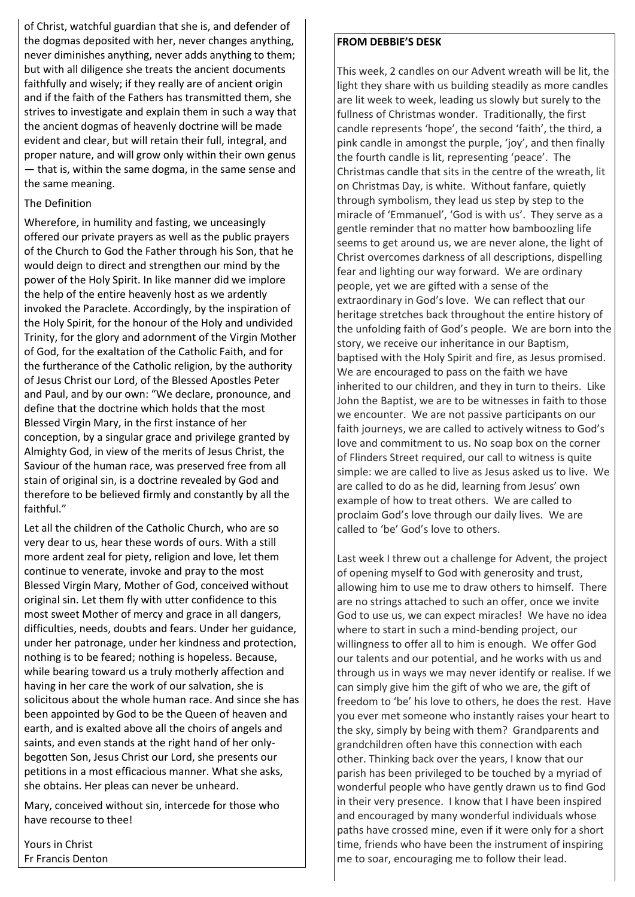of Christ, watchful guardian that she is, and defender of the dogmas deposited with her, never changes anything, never diminishes anything, never adds anything to them; but with all diligence she treats the ancient documents faithfully and wisely; if they really are of ancient origin and if the faith of the Fathers has transmitted them, she strives to investigate and explain them in such a way that the ancient dogmas of heavenly doctrine will be made evident and clear, but will retain their full, integral, and proper nature, and will grow only within their own genus — that is, within the same dogma, in the same sense and the same meaning.

The Definition

Wherefore, in humility and fasting, we unceasingly offered our private prayers as well as the public prayers of the Church to God the Father through his Son, that he would deign to direct and strengthen our mind by the power of the Holy Spirit. In like manner did we implore the help of the entire heavenly host as we ardently invoked the Paraclete. Accordingly, by the inspiration of the Holy Spirit, for the honour of the Holy and undivided Trinity, for the glory and adornment of the Virgin Mother of God, for the exaltation of the Catholic Faith, and for the furtherance of the Catholic religion, by the authority of Jesus Christ our Lord, of the Blessed Apostles Peter and Paul, and by our own: "We declare, pronounce, and define that the doctrine which holds that the most Blessed Virgin Mary, in the first instance of her conception, by a singular grace and privilege granted by Almighty God, in view of the merits of Jesus Christ, the Saviour of the human race, was preserved free from all stain of original sin, is a doctrine revealed by God and therefore to be believed firmly and constantly by all the faithful."

Let all the children of the Catholic Church, who are so very dear to us, hear these words of ours. With a still more ardent zeal for piety, religion and love, let them continue to venerate, invoke and pray to the most Blessed Virgin Mary, Mother of God, conceived without original sin. Let them fly with utter confidence to this most sweet Mother of mercy and grace in all dangers, difficulties, needs, doubts and fears. Under her guidance, under her patronage, under her kindness and protection, nothing is to be feared; nothing is hopeless. Because, while bearing toward us a truly motherly affection and having in her care the work of our salvation, she is solicitous about the whole human race. And since she has been appointed by God to be the Queen of heaven and earth, and is exalted above all the choirs of angels and saints, and even stands at the right hand of her only-begotten Son, Jesus Christ our Lord, she presents our petitions in a most efficacious manner. What she asks, she obtains. Her pleas can never be unheard.

Mary, conceived without sin, intercede for those who have recourse to thee!

Yours in Christ
Fr Francis Denton

**FROM DEBBIE'S DESK**

This week, 2 candles on our Advent wreath will be lit, the light they share with us building steadily as more candles are lit week to week, leading us slowly but surely to the fullness of Christmas wonder. Traditionally, the first candle represents 'hope', the second 'faith', the third, a pink candle in amongst the purple, 'joy', and then finally the fourth candle is lit, representing 'peace'. The Christmas candle that sits in the centre of the wreath, lit on Christmas Day, is white. Without fanfare, quietly through symbolism, they lead us step by step to the miracle of 'Emmanuel', 'God is with us'. They serve as a gentle reminder that no matter how bamboozling life seems to get around us, we are never alone, the light of Christ overcomes darkness of all descriptions, dispelling fear and lighting our way forward. We are ordinary people, yet we are gifted with a sense of the extraordinary in God's love. We can reflect that our heritage stretches back throughout the entire history of the unfolding faith of God's people. We are born into the story, we receive our inheritance in our Baptism, baptised with the Holy Spirit and fire, as Jesus promised. We are encouraged to pass on the faith we have inherited to our children, and they in turn to theirs. Like John the Baptist, we are to be witnesses in faith to those we encounter. We are not passive participants on our faith journeys, we are called to actively witness to God's love and commitment to us. No soap box on the corner of Flinders Street required, our call to witness is quite simple: we are called to live as Jesus asked us to live. We are called to do as he did, learning from Jesus' own example of how to treat others. We are called to proclaim God's love through our daily lives. We are called to 'be' God's love to others.

Last week I threw out a challenge for Advent, the project of opening myself to God with generosity and trust, allowing him to use me to draw others to himself. There are no strings attached to such an offer, once we invite God to use us, we can expect miracles! We have no idea where to start in such a mind-bending project, our willingness to offer all to him is enough. We offer God our talents and our potential, and he works with us and through us in ways we may never identify or realise. If we can simply give him the gift of who we are, the gift of freedom to 'be' his love to others, he does the rest. Have you ever met someone who instantly raises your heart to the sky, simply by being with them? Grandparents and grandchildren often have this connection with each other. Thinking back over the years, I know that our parish has been privileged to be touched by a myriad of wonderful people who have gently drawn us to find God in their very presence. I know that I have been inspired and encouraged by many wonderful individuals whose paths have crossed mine, even if it were only for a short time, friends who have been the instrument of inspiring me to soar, encouraging me to follow their lead.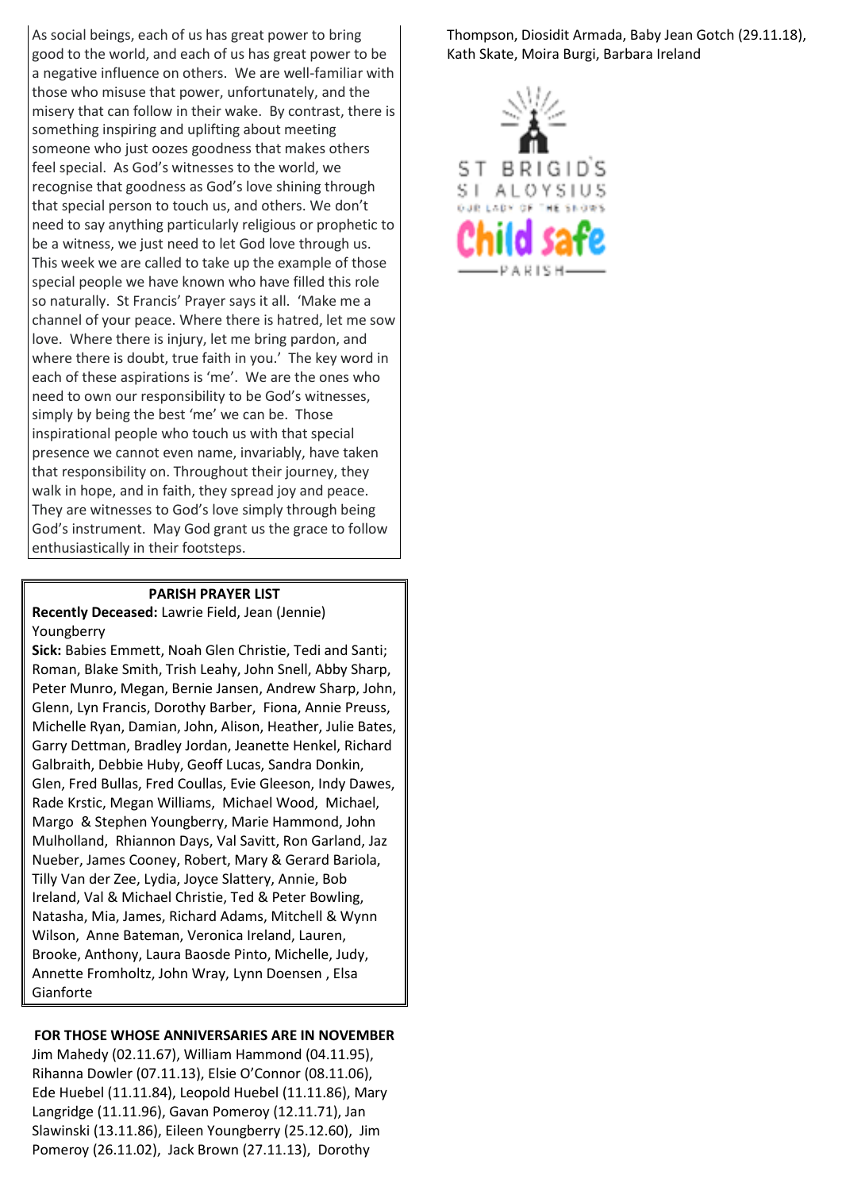As social beings, each of us has great power to bring good to the world, and each of us has great power to be a negative influence on others. We are well-familiar with those who misuse that power, unfortunately, and the misery that can follow in their wake. By contrast, there is something inspiring and uplifting about meeting someone who just oozes goodness that makes others feel special. As God's witnesses to the world, we recognise that goodness as God's love shining through that special person to touch us, and others. We don't need to say anything particularly religious or prophetic to be a witness, we just need to let God love through us. This week we are called to take up the example of those special people we have known who have filled this role so naturally. St Francis' Prayer says it all. 'Make me a channel of your peace. Where there is hatred, let me sow love. Where there is injury, let me bring pardon, and where there is doubt, true faith in you.' The key word in each of these aspirations is 'me'. We are the ones who need to own our responsibility to be God's witnesses, simply by being the best 'me' we can be. Those inspirational people who touch us with that special presence we cannot even name, invariably, have taken that responsibility on. Throughout their journey, they walk in hope, and in faith, they spread joy and peace. They are witnesses to God's love simply through being God's instrument. May God grant us the grace to follow enthusiastically in their footsteps.

**PARISH PRAYER LIST**

**Recently Deceased:** Lawrie Field, Jean (Jennie) Youngberry

**Sick:** Babies Emmett, Noah Glen Christie, Tedi and Santi; Roman, Blake Smith, Trish Leahy, John Snell, Abby Sharp, Peter Munro, Megan, Bernie Jansen, Andrew Sharp, John, Glenn, Lyn Francis, Dorothy Barber, Fiona, Annie Preuss, Michelle Ryan, Damian, John, Alison, Heather, Julie Bates, Garry Dettman, Bradley Jordan, Jeanette Henkel, Richard Galbraith, Debbie Huby, Geoff Lucas, Sandra Donkin, Glen, Fred Bullas, Fred Coullas, Evie Gleeson, Indy Dawes, Rade Krstic, Megan Williams, Michael Wood, Michael, Margo & Stephen Youngberry, Marie Hammond, John Mulholland, Rhiannon Days, Val Savitt, Ron Garland, Jaz Nueber, James Cooney, Robert, Mary & Gerard Bariola, Tilly Van der Zee, Lydia, Joyce Slattery, Annie, Bob Ireland, Val & Michael Christie, Ted & Peter Bowling, Natasha, Mia, James, Richard Adams, Mitchell & Wynn Wilson, Anne Bateman, Veronica Ireland, Lauren, Brooke, Anthony, Laura Baosde Pinto, Michelle, Judy, Annette Fromholtz, John Wray, Lynn Doensen , Elsa Gianforte

**FOR THOSE WHOSE ANNIVERSARIES ARE IN NOVEMBER**

Jim Mahedy (02.11.67), William Hammond (04.11.95), Rihanna Dowler (07.11.13), Elsie O'Connor (08.11.06), Ede Huebel (11.11.84), Leopold Huebel (11.11.86), Mary Langridge (11.11.96), Gavan Pomeroy (12.11.71), Jan Slawinski (13.11.86), Eileen Youngberry (25.12.60), Jim Pomeroy (26.11.02), Jack Brown (27.11.13), Dorothy Thompson, Diosidit Armada, Baby Jean Gotch (29.11.18), Kath Skate, Moira Burgi, Barbara Ireland

ST BRIGID'S
ST ALOYSIUS
OUR LADY OF THE SNOWS
Child safe
PARISH